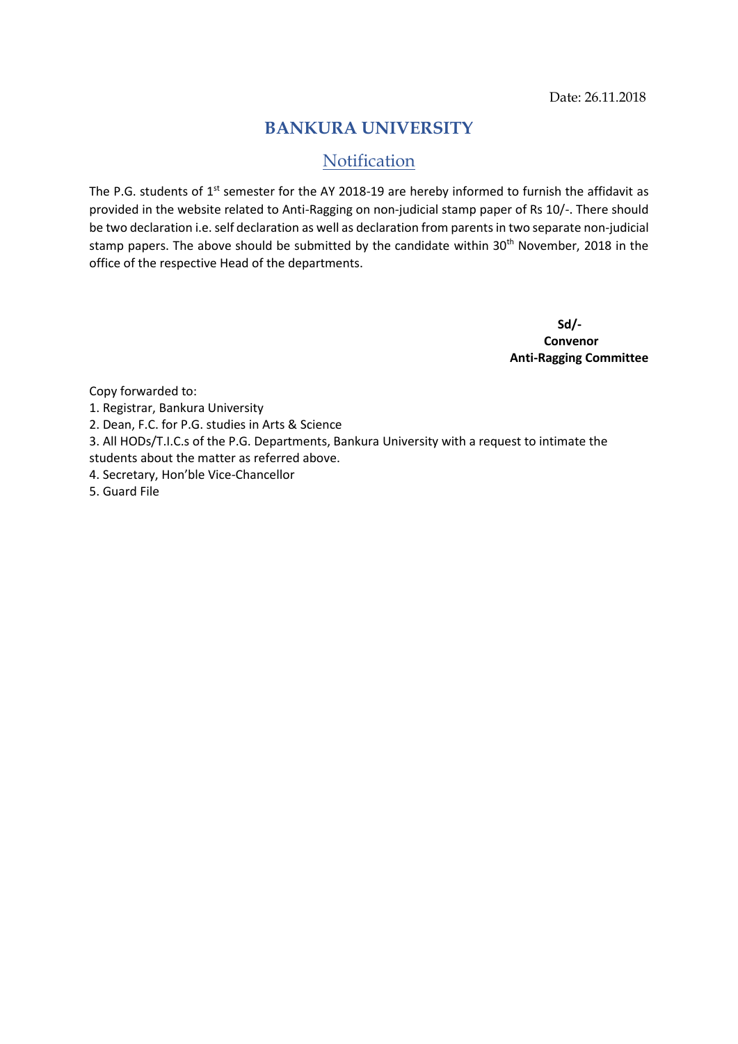Date: 26.11.2018

# BANKURA UNIVERSITY

## Notification

The P.G. students of 1st semester for the AY 2018-19 are hereby informed to furnish the affidavit as provided in the website related to Anti-Ragging on non-judicial stamp paper of Rs 10/-. There should be two declaration i.e. self declaration as well as declaration from parents in two separate non-judicial stamp papers. The above should be submitted by the candidate within 30th November, 2018 in the office of the respective Head of the departments.

**Sd/-**
**Convenor**
**Anti-Ragging Committee**

Copy forwarded to:

1. Registrar, Bankura University
2. Dean, F.C. for P.G. studies in Arts & Science
3. All HODs/T.I.C.s of the P.G. Departments, Bankura University with a request to intimate the students about the matter as referred above.
4. Secretary, Hon'ble Vice-Chancellor
5. Guard File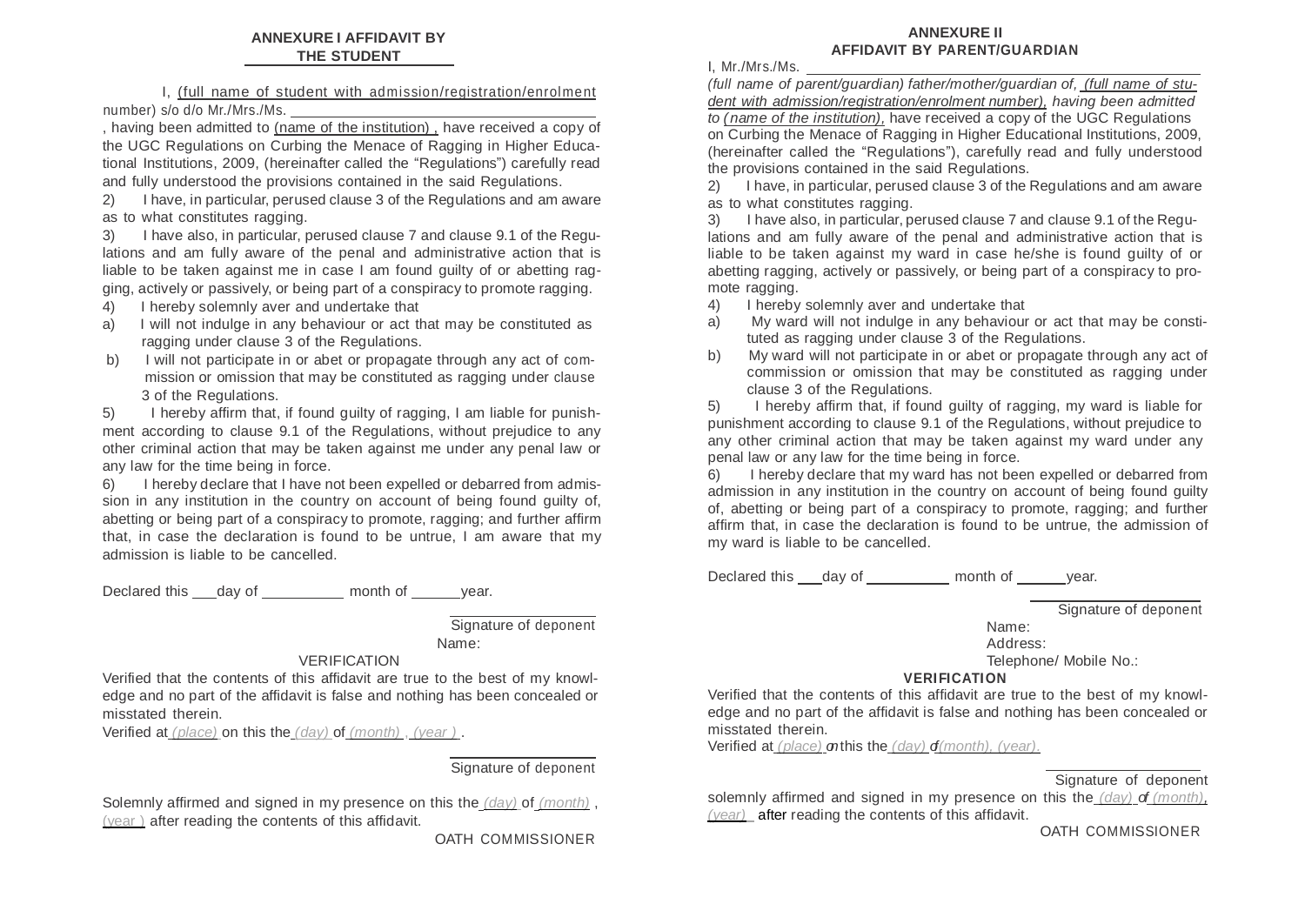## ANNEXURE I AFFIDAVIT BY THE STUDENT

I, (full name of student with admission/registration/enrolment number) s/o d/o Mr./Mrs./Ms. ____________________, having been admitted to (name of the institution) , have received a copy of the UGC Regulations on Curbing the Menace of Ragging in Higher Educational Institutions, 2009, (hereinafter called the "Regulations") carefully read and fully understood the provisions contained in the said Regulations.

2) I have, in particular, perused clause 3 of the Regulations and am aware as to what constitutes ragging.

3) I have also, in particular, perused clause 7 and clause 9.1 of the Regulations and am fully aware of the penal and administrative action that is liable to be taken against me in case I am found guilty of or abetting ragging, actively or passively, or being part of a conspiracy to promote ragging.

4) I hereby solemnly aver and undertake that

a) I will not indulge in any behaviour or act that may be constituted as ragging under clause 3 of the Regulations.

b) I will not participate in or abet or propagate through any act of commission or omission that may be constituted as ragging under clause 3 of the Regulations.

5) I hereby affirm that, if found guilty of ragging, I am liable for punishment according to clause 9.1 of the Regulations, without prejudice to any other criminal action that may be taken against me under any penal law or any law for the time being in force.

6) I hereby declare that I have not been expelled or debarred from admission in any institution in the country on account of being found guilty of, abetting or being part of a conspiracy to promote, ragging; and further affirm that, in case the declaration is found to be untrue, I am aware that my admission is liable to be cancelled.

Declared this ___day of __________ month of ______year.

Signature of deponent
Name:

VERIFICATION

Verified that the contents of this affidavit are true to the best of my knowledge and no part of the affidavit is false and nothing has been concealed or misstated therein.

Verified at (place) on this the (day) of (month) , (year ) .

Signature of deponent

Solemnly affirmed and signed in my presence on this the (day) of (month) , (year ) after reading the contents of this affidavit.

OATH COMMISSIONER

## ANNEXURE II AFFIDAVIT BY PARENT/GUARDIAN

I, Mr./Mrs./Ms. ____________________ *(full name of parent/guardian) father/mother/guardian of, (full name of student with admission/registration/enrolment number), having been admitted to (name of the institution),* have received a copy of the UGC Regulations on Curbing the Menace of Ragging in Higher Educational Institutions, 2009, (hereinafter called the "Regulations"), carefully read and fully understood the provisions contained in the said Regulations.

2) I have, in particular, perused clause 3 of the Regulations and am aware as to what constitutes ragging.

3) I have also, in particular, perused clause 7 and clause 9.1 of the Regulations and am fully aware of the penal and administrative action that is liable to be taken against my ward in case he/she is found guilty of or abetting ragging, actively or passively, or being part of a conspiracy to promote ragging.

4) I hereby solemnly aver and undertake that

a) My ward will not indulge in any behaviour or act that may be constituted as ragging under clause 3 of the Regulations.

b) My ward will not participate in or abet or propagate through any act of commission or omission that may be constituted as ragging under clause 3 of the Regulations.

5) I hereby affirm that, if found guilty of ragging, my ward is liable for punishment according to clause 9.1 of the Regulations, without prejudice to any other criminal action that may be taken against my ward under any penal law or any law for the time being in force.

6) I hereby declare that my ward has not been expelled or debarred from admission in any institution in the country on account of being found guilty of, abetting or being part of a conspiracy to promote, ragging; and further affirm that, in case the declaration is found to be untrue, the admission of my ward is liable to be cancelled.

Declared this ___day of __________ month of ______year.

Signature of deponent
Name:
Address:
Telephone/ Mobile No.:

**VERIFICATION**

Verified that the contents of this affidavit are true to the best of my knowledge and no part of the affidavit is false and nothing has been concealed or misstated therein.

Verified at (place) on this the (day) of (month), (year).

Signature of deponent

solemnly affirmed and signed in my presence on this the (day) of (month), (year) after reading the contents of this affidavit.

OATH COMMISSIONER